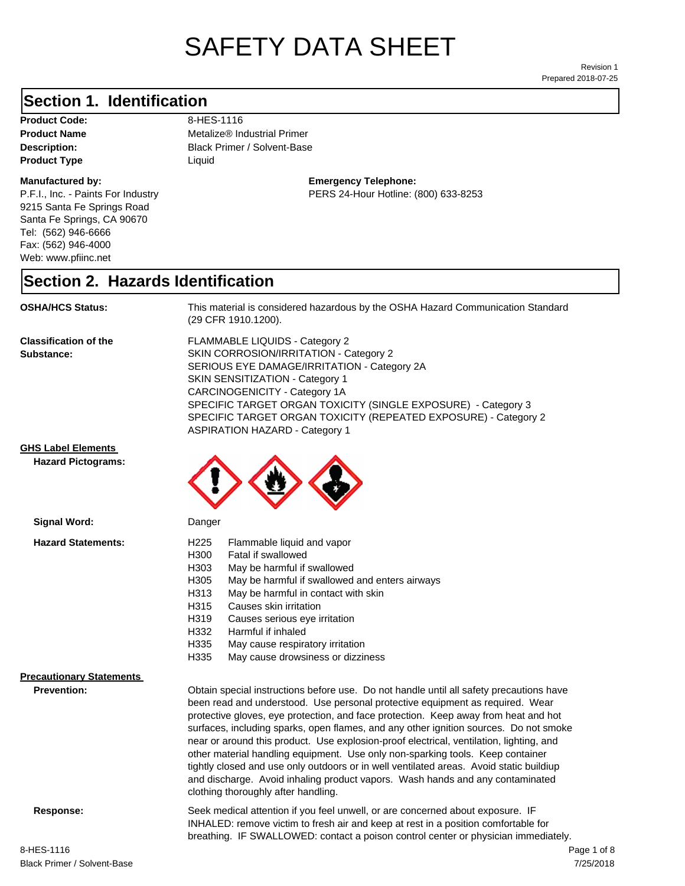# SAFETY DATA SHEET

Revision 1
Prepared 2018-07-25

## Section 1. Identification

**Product Code:** 8-HES-1116
**Product Name** Metalize® Industrial Primer
**Description:** Black Primer / Solvent-Base
**Product Type** Liquid

**Manufactured by:**
P.F.I., Inc. - Paints For Industry
9215 Santa Fe Springs Road
Santa Fe Springs, CA 90670
Tel: (562) 946-6666
Fax: (562) 946-4000
Web: www.pfiinc.net

**Emergency Telephone:**
PERS 24-Hour Hotline: (800) 633-8253

## Section 2. Hazards Identification

**OSHA/HCS Status:** This material is considered hazardous by the OSHA Hazard Communication Standard (29 CFR 1910.1200).

**Classification of the Substance:**
FLAMMABLE LIQUIDS - Category 2
SKIN CORROSION/IRRITATION - Category 2
SERIOUS EYE DAMAGE/IRRITATION - Category 2A
SKIN SENSITIZATION - Category 1
CARCINOGENICITY - Category 1A
SPECIFIC TARGET ORGAN TOXICITY (SINGLE EXPOSURE) - Category 3
SPECIFIC TARGET ORGAN TOXICITY (REPEATED EXPOSURE) - Category 2
ASPIRATION HAZARD - Category 1

**GHS Label Elements**

**Hazard Pictograms:**

**Signal Word:** Danger

**Hazard Statements:**

| | |
|---|---|
| H225 | Flammable liquid and vapor |
| H300 | Fatal if swallowed |
| H303 | May be harmful if swallowed |
| H305 | May be harmful if swallowed and enters airways |
| H313 | May be harmful in contact with skin |
| H315 | Causes skin irritation |
| H319 | Causes serious eye irritation |
| H332 | Harmful if inhaled |
| H335 | May cause respiratory irritation |
| H335 | May cause drowsiness or dizziness |

**Precautionary Statements**

**Prevention:** Obtain special instructions before use. Do not handle until all safety precautions have been read and understood. Use personal protective equipment as required. Wear protective gloves, eye protection, and face protection. Keep away from heat and hot surfaces, including sparks, open flames, and any other ignition sources. Do not smoke near or around this product. Use explosion-proof electrical, ventilation, lighting, and other material handling equipment. Use only non-sparking tools. Keep container tightly closed and use only outdoors or in well ventilated areas. Avoid static buildiup and discharge. Avoid inhaling product vapors. Wash hands and any contaminated clothing thoroughly after handling.

**Response:** Seek medical attention if you feel unwell, or are concerned about exposure. IF INHALED: remove victim to fresh air and keep at rest in a position comfortable for breathing. IF SWALLOWED: contact a poison control center or physician immediately.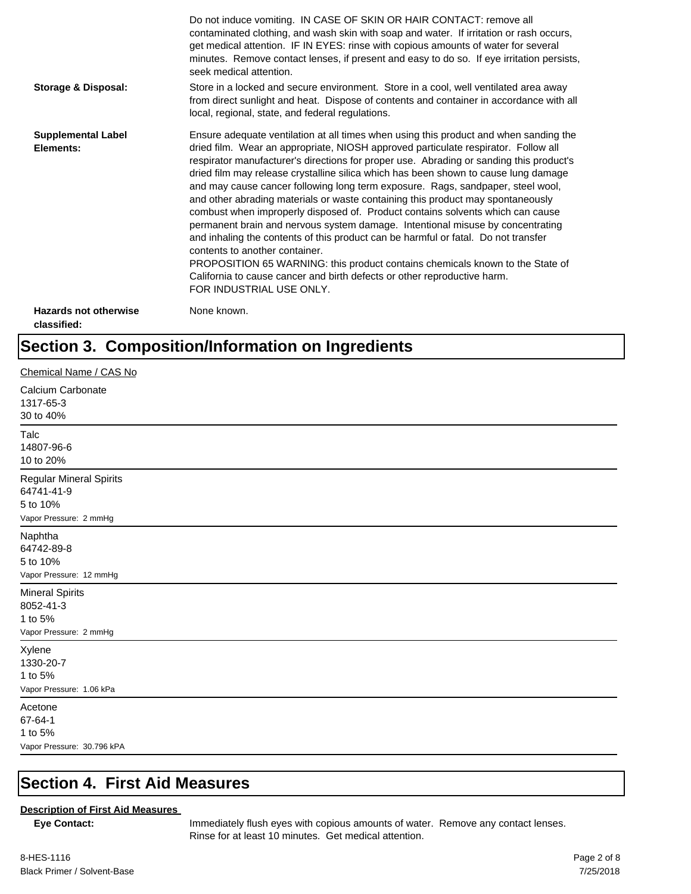Do not induce vomiting. IN CASE OF SKIN OR HAIR CONTACT: remove all contaminated clothing, and wash skin with soap and water. If irritation or rash occurs, get medical attention. IF IN EYES: rinse with copious amounts of water for several minutes. Remove contact lenses, if present and easy to do so. If eye irritation persists, seek medical attention.

**Storage & Disposal:** Store in a locked and secure environment. Store in a cool, well ventilated area away from direct sunlight and heat. Dispose of contents and container in accordance with all local, regional, state, and federal regulations.

**Supplemental Label Elements:** Ensure adequate ventilation at all times when using this product and when sanding the dried film. Wear an appropriate, NIOSH approved particulate respirator. Follow all respirator manufacturer's directions for proper use. Abrading or sanding this product's dried film may release crystalline silica which has been shown to cause lung damage and may cause cancer following long term exposure. Rags, sandpaper, steel wool, and other abrading materials or waste containing this product may spontaneously combust when improperly disposed of. Product contains solvents which can cause permanent brain and nervous system damage. Intentional misuse by concentrating and inhaling the contents of this product can be harmful or fatal. Do not transfer contents to another container.
PROPOSITION 65 WARNING: this product contains chemicals known to the State of California to cause cancer and birth defects or other reproductive harm.
FOR INDUSTRIAL USE ONLY.

**Hazards not otherwise classified:** None known.

## Section 3. Composition/Information on Ingredients

Chemical Name / CAS No

Calcium Carbonate
1317-65-3
30 to 40%

---

Talc
14807-96-6
10 to 20%

---

Regular Mineral Spirits
64741-41-9
5 to 10%
Vapor Pressure: 2 mmHg

---

Naphtha
64742-89-8
5 to 10%
Vapor Pressure: 12 mmHg

---

Mineral Spirits
8052-41-3
1 to 5%
Vapor Pressure: 2 mmHg

---

Xylene
1330-20-7
1 to 5%
Vapor Pressure: 1.06 kPa

---

Acetone
67-64-1
1 to 5%
Vapor Pressure: 30.796 kPA

---

## Section 4. First Aid Measures

**Description of First Aid Measures**

**Eye Contact:** Immediately flush eyes with copious amounts of water. Remove any contact lenses. Rinse for at least 10 minutes. Get medical attention.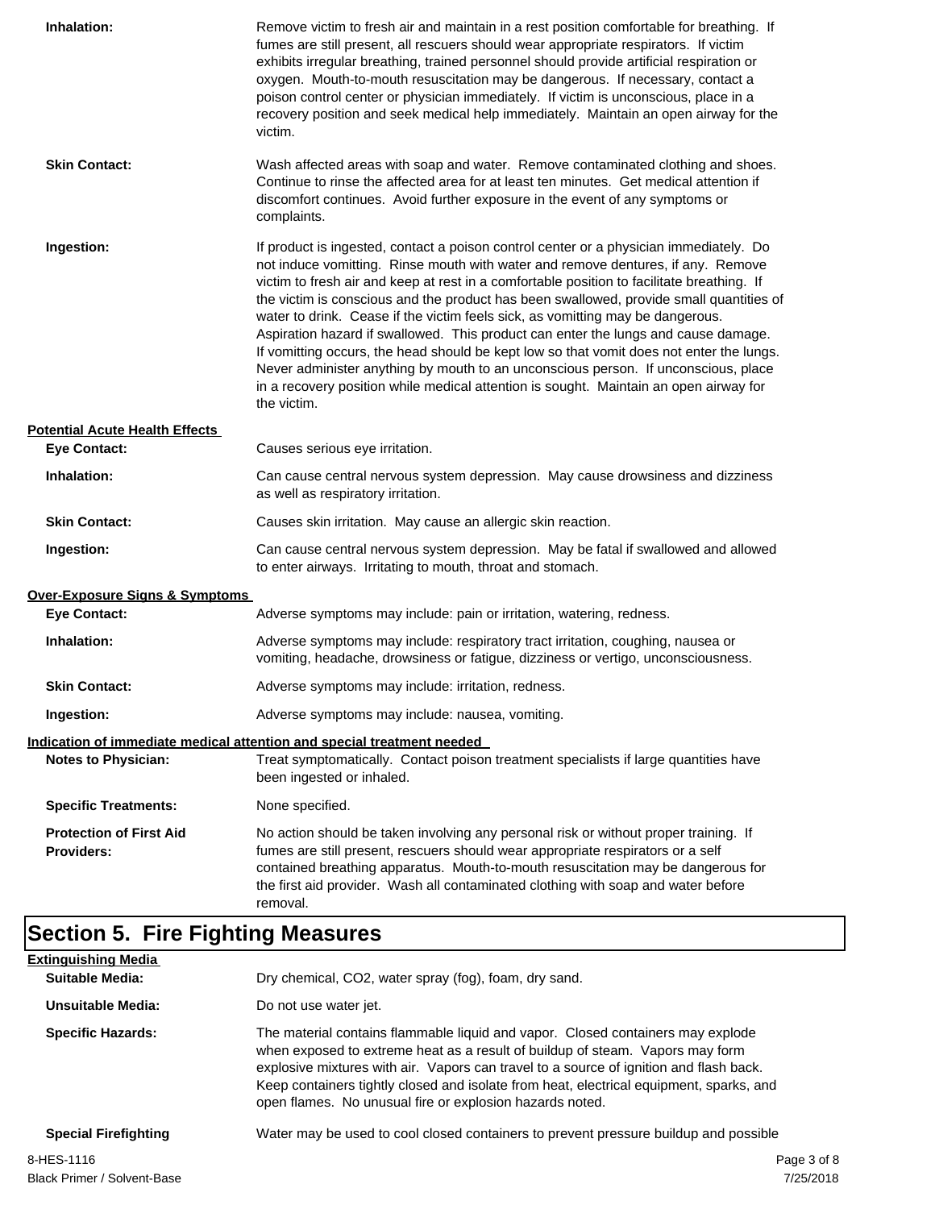**Inhalation:** Remove victim to fresh air and maintain in a rest position comfortable for breathing. If fumes are still present, all rescuers should wear appropriate respirators. If victim exhibits irregular breathing, trained personnel should provide artificial respiration or oxygen. Mouth-to-mouth resuscitation may be dangerous. If necessary, contact a poison control center or physician immediately. If victim is unconscious, place in a recovery position and seek medical help immediately. Maintain an open airway for the victim.

**Skin Contact:** Wash affected areas with soap and water. Remove contaminated clothing and shoes. Continue to rinse the affected area for at least ten minutes. Get medical attention if discomfort continues. Avoid further exposure in the event of any symptoms or complaints.

**Ingestion:** If product is ingested, contact a poison control center or a physician immediately. Do not induce vomitting. Rinse mouth with water and remove dentures, if any. Remove victim to fresh air and keep at rest in a comfortable position to facilitate breathing. If the victim is conscious and the product has been swallowed, provide small quantities of water to drink. Cease if the victim feels sick, as vomitting may be dangerous. Aspiration hazard if swallowed. This product can enter the lungs and cause damage. If vomitting occurs, the head should be kept low so that vomit does not enter the lungs. Never administer anything by mouth to an unconscious person. If unconscious, place in a recovery position while medical attention is sought. Maintain an open airway for the victim.

**Potential Acute Health Effects**

**Eye Contact:** Causes serious eye irritation.

**Inhalation:** Can cause central nervous system depression. May cause drowsiness and dizziness as well as respiratory irritation.

**Skin Contact:** Causes skin irritation. May cause an allergic skin reaction.

**Ingestion:** Can cause central nervous system depression. May be fatal if swallowed and allowed to enter airways. Irritating to mouth, throat and stomach.

**Over-Exposure Signs & Symptoms**

**Eye Contact:** Adverse symptoms may include: pain or irritation, watering, redness.

**Inhalation:** Adverse symptoms may include: respiratory tract irritation, coughing, nausea or vomiting, headache, drowsiness or fatigue, dizziness or vertigo, unconsciousness.

**Skin Contact:** Adverse symptoms may include: irritation, redness.

**Ingestion:** Adverse symptoms may include: nausea, vomiting.

**Indication of immediate medical attention and special treatment needed**

**Notes to Physician:** Treat symptomatically. Contact poison treatment specialists if large quantities have been ingested or inhaled.

**Specific Treatments:** None specified.

**Protection of First Aid Providers:** No action should be taken involving any personal risk or without proper training. If fumes are still present, rescuers should wear appropriate respirators or a self contained breathing apparatus. Mouth-to-mouth resuscitation may be dangerous for the first aid provider. Wash all contaminated clothing with soap and water before removal.

# Section 5. Fire Fighting Measures

**Extinguishing Media**

**Suitable Media:** Dry chemical, $CO_2$, water spray (fog), foam, dry sand.

**Unsuitable Media:** Do not use water jet.

**Specific Hazards:** The material contains flammable liquid and vapor. Closed containers may explode when exposed to extreme heat as a result of buildup of steam. Vapors may form explosive mixtures with air. Vapors can travel to a source of ignition and flash back. Keep containers tightly closed and isolate from heat, electrical equipment, sparks, and open flames. No unusual fire or explosion hazards noted.

**Special Firefighting** Water may be used to cool closed containers to prevent pressure buildup and possible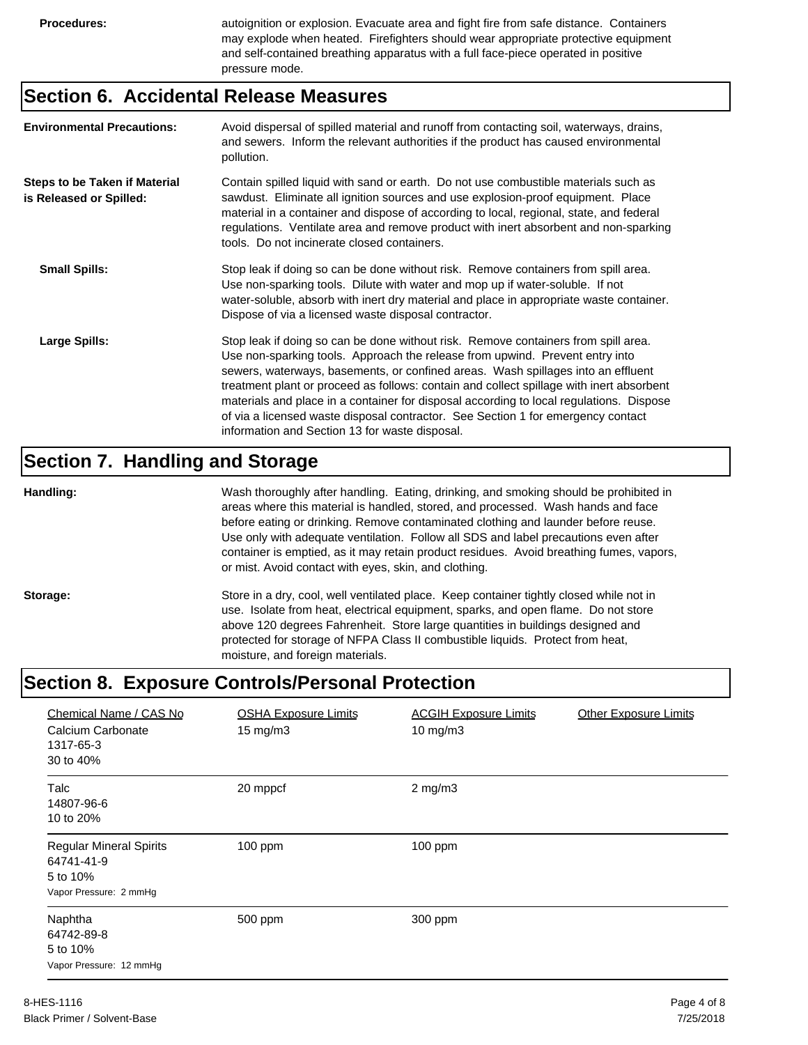**Procedures:** autoignition or explosion. Evacuate area and fight fire from safe distance. Containers may explode when heated. Firefighters should wear appropriate protective equipment and self-contained breathing apparatus with a full face-piece operated in positive pressure mode.

## Section 6. Accidental Release Measures

**Environmental Precautions:** Avoid dispersal of spilled material and runoff from contacting soil, waterways, drains, and sewers. Inform the relevant authorities if the product has caused environmental pollution.

**Steps to be Taken if Material is Released or Spilled:** Contain spilled liquid with sand or earth. Do not use combustible materials such as sawdust. Eliminate all ignition sources and use explosion-proof equipment. Place material in a container and dispose of according to local, regional, state, and federal regulations. Ventilate area and remove product with inert absorbent and non-sparking tools. Do not incinerate closed containers.

**Small Spills:** Stop leak if doing so can be done without risk. Remove containers from spill area. Use non-sparking tools. Dilute with water and mop up if water-soluble. If not water-soluble, absorb with inert dry material and place in appropriate waste container. Dispose of via a licensed waste disposal contractor.

**Large Spills:** Stop leak if doing so can be done without risk. Remove containers from spill area. Use non-sparking tools. Approach the release from upwind. Prevent entry into sewers, waterways, basements, or confined areas. Wash spillages into an effluent treatment plant or proceed as follows: contain and collect spillage with inert absorbent materials and place in a container for disposal according to local regulations. Dispose of via a licensed waste disposal contractor. See Section 1 for emergency contact information and Section 13 for waste disposal.

## Section 7. Handling and Storage

**Handling:** Wash thoroughly after handling. Eating, drinking, and smoking should be prohibited in areas where this material is handled, stored, and processed. Wash hands and face before eating or drinking. Remove contaminated clothing and launder before reuse. Use only with adequate ventilation. Follow all SDS and label precautions even after container is emptied, as it may retain product residues. Avoid breathing fumes, vapors, or mist. Avoid contact with eyes, skin, and clothing.

**Storage:** Store in a dry, cool, well ventilated place. Keep container tightly closed while not in use. Isolate from heat, electrical equipment, sparks, and open flame. Do not store above 120 degrees Fahrenheit. Store large quantities in buildings designed and protected for storage of NFPA Class II combustible liquids. Protect from heat, moisture, and foreign materials.

## Section 8. Exposure Controls/Personal Protection

| Chemical Name / CAS No | OSHA Exposure Limits | ACGIH Exposure Limits | Other Exposure Limits |
|---|---|---|---|
| Calcium Carbonate<br>1317-65-3<br>30 to 40% | 15 mg/m3 | 10 mg/m3 | |
| Talc<br>14807-96-6<br>10 to 20% | 20 mppcf | 2 mg/m3 | |
| Regular Mineral Spirits<br>64741-41-9<br>5 to 10%<br>Vapor Pressure: 2 mmHg | 100 ppm | 100 ppm | |
| Naphtha<br>64742-89-8<br>5 to 10%<br>Vapor Pressure: 12 mmHg | 500 ppm | 300 ppm | |

8-HES-1116
Black Primer / Solvent-Base
7/25/2018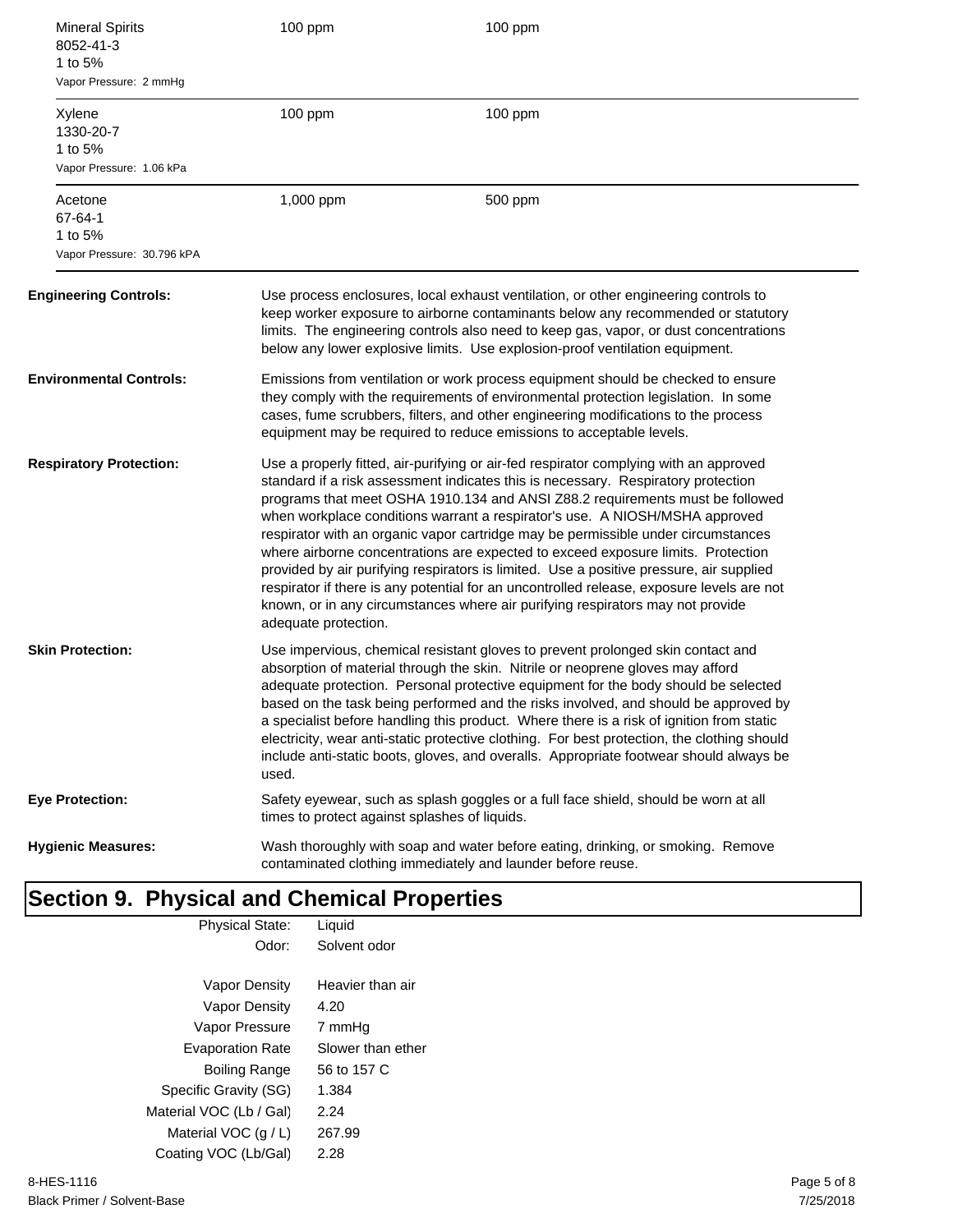| Component | | |
|---|---|---|
| Mineral Spirits<br>8052-41-3<br>1 to 5%<br>Vapor Pressure: 2 mmHg | 100 ppm | 100 ppm |
| Xylene<br>1330-20-7<br>1 to 5%<br>Vapor Pressure: 1.06 kPa | 100 ppm | 100 ppm |
| Acetone<br>67-64-1<br>1 to 5%<br>Vapor Pressure: 30.796 kPA | 1,000 ppm | 500 ppm |

**Engineering Controls:** Use process enclosures, local exhaust ventilation, or other engineering controls to keep worker exposure to airborne contaminants below any recommended or statutory limits. The engineering controls also need to keep gas, vapor, or dust concentrations below any lower explosive limits. Use explosion-proof ventilation equipment.

**Environmental Controls:** Emissions from ventilation or work process equipment should be checked to ensure they comply with the requirements of environmental protection legislation. In some cases, fume scrubbers, filters, and other engineering modifications to the process equipment may be required to reduce emissions to acceptable levels.

**Respiratory Protection:** Use a properly fitted, air-purifying or air-fed respirator complying with an approved standard if a risk assessment indicates this is necessary. Respiratory protection programs that meet OSHA 1910.134 and ANSI Z88.2 requirements must be followed when workplace conditions warrant a respirator's use. A NIOSH/MSHA approved respirator with an organic vapor cartridge may be permissible under circumstances where airborne concentrations are expected to exceed exposure limits. Protection provided by air purifying respirators is limited. Use a positive pressure, air supplied respirator if there is any potential for an uncontrolled release, exposure levels are not known, or in any circumstances where air purifying respirators may not provide adequate protection.

**Skin Protection:** Use impervious, chemical resistant gloves to prevent prolonged skin contact and absorption of material through the skin. Nitrile or neoprene gloves may afford adequate protection. Personal protective equipment for the body should be selected based on the task being performed and the risks involved, and should be approved by a specialist before handling this product. Where there is a risk of ignition from static electricity, wear anti-static protective clothing. For best protection, the clothing should include anti-static boots, gloves, and overalls. Appropriate footwear should always be used.

**Eye Protection:** Safety eyewear, such as splash goggles or a full face shield, should be worn at all times to protect against splashes of liquids.

**Hygienic Measures:** Wash thoroughly with soap and water before eating, drinking, or smoking. Remove contaminated clothing immediately and launder before reuse.

# Section 9. Physical and Chemical Properties

| Property | Value |
|---|---|
| Physical State: | Liquid |
| Odor: | Solvent odor |
| Vapor Density | Heavier than air |
| Vapor Density | 4.20 |
| Vapor Pressure | 7 mmHg |
| Evaporation Rate | Slower than ether |
| Boiling Range | 56 to 157 C |
| Specific Gravity (SG) | 1.384 |
| Material VOC (Lb / Gal) | 2.24 |
| Material VOC (g / L) | 267.99 |
| Coating VOC (Lb/Gal) | 2.28 |

8-HES-1116
Black Primer / Solvent-Base
7/25/2018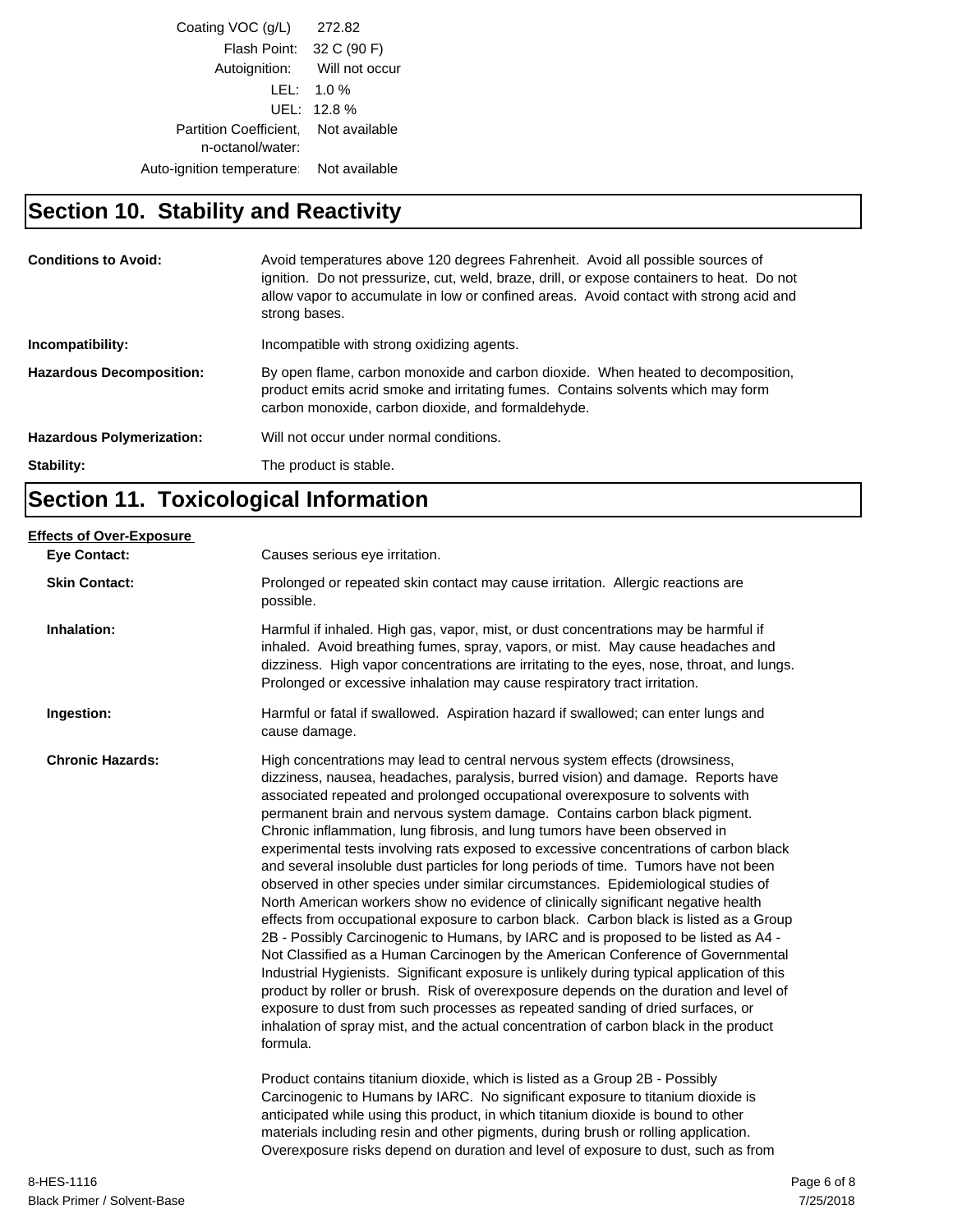| | |
|---|---|
| Coating VOC (g/L) | 272.82 |
| Flash Point: | 32 C (90 F) |
| Autoignition: | Will not occur |
| LEL: | 1.0 % |
| UEL: | 12.8 % |
| Partition Coefficient, n-octanol/water: | Not available |
| Auto-ignition temperature: | Not available |

## Section 10. Stability and Reactivity

**Conditions to Avoid:** Avoid temperatures above 120 degrees Fahrenheit. Avoid all possible sources of ignition. Do not pressurize, cut, weld, braze, drill, or expose containers to heat. Do not allow vapor to accumulate in low or confined areas. Avoid contact with strong acid and strong bases.

**Incompatibility:** Incompatible with strong oxidizing agents.

**Hazardous Decomposition:** By open flame, carbon monoxide and carbon dioxide. When heated to decomposition, product emits acrid smoke and irritating fumes. Contains solvents which may form carbon monoxide, carbon dioxide, and formaldehyde.

**Hazardous Polymerization:** Will not occur under normal conditions.

**Stability:** The product is stable.

## Section 11. Toxicological Information

**Effects of Over-Exposure**

**Eye Contact:** Causes serious eye irritation.

**Skin Contact:** Prolonged or repeated skin contact may cause irritation. Allergic reactions are possible.

**Inhalation:** Harmful if inhaled. High gas, vapor, mist, or dust concentrations may be harmful if inhaled. Avoid breathing fumes, spray, vapors, or mist. May cause headaches and dizziness. High vapor concentrations are irritating to the eyes, nose, throat, and lungs. Prolonged or excessive inhalation may cause respiratory tract irritation.

**Ingestion:** Harmful or fatal if swallowed. Aspiration hazard if swallowed; can enter lungs and cause damage.

**Chronic Hazards:** High concentrations may lead to central nervous system effects (drowsiness, dizziness, nausea, headaches, paralysis, burred vision) and damage. Reports have associated repeated and prolonged occupational overexposure to solvents with permanent brain and nervous system damage. Contains carbon black pigment. Chronic inflammation, lung fibrosis, and lung tumors have been observed in experimental tests involving rats exposed to excessive concentrations of carbon black and several insoluble dust particles for long periods of time. Tumors have not been observed in other species under similar circumstances. Epidemiological studies of North American workers show no evidence of clinically significant negative health effects from occupational exposure to carbon black. Carbon black is listed as a Group 2B - Possibly Carcinogenic to Humans, by IARC and is proposed to be listed as A4 - Not Classified as a Human Carcinogen by the American Conference of Governmental Industrial Hygienists. Significant exposure is unlikely during typical application of this product by roller or brush. Risk of overexposure depends on the duration and level of exposure to dust from such processes as repeated sanding of dried surfaces, or inhalation of spray mist, and the actual concentration of carbon black in the product formula.

Product contains titanium dioxide, which is listed as a Group 2B - Possibly Carcinogenic to Humans by IARC. No significant exposure to titanium dioxide is anticipated while using this product, in which titanium dioxide is bound to other materials including resin and other pigments, during brush or rolling application. Overexposure risks depend on duration and level of exposure to dust, such as from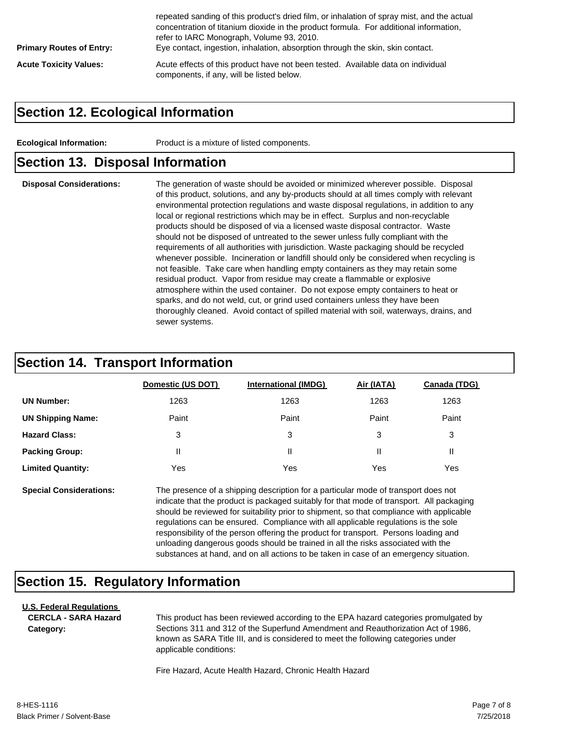repeated sanding of this product's dried film, or inhalation of spray mist, and the actual concentration of titanium dioxide in the product formula. For additional information, refer to IARC Monograph, Volume 93, 2010.

**Primary Routes of Entry:** Eye contact, ingestion, inhalation, absorption through the skin, skin contact.

**Acute Toxicity Values:** Acute effects of this product have not been tested. Available data on individual components, if any, will be listed below.

## Section 12. Ecological Information

**Ecological Information:** Product is a mixture of listed components.

## Section 13. Disposal Information

**Disposal Considerations:** The generation of waste should be avoided or minimized wherever possible. Disposal of this product, solutions, and any by-products should at all times comply with relevant environmental protection regulations and waste disposal regulations, in addition to any local or regional restrictions which may be in effect. Surplus and non-recyclable products should be disposed of via a licensed waste disposal contractor. Waste should not be disposed of untreated to the sewer unless fully compliant with the requirements of all authorities with jurisdiction. Waste packaging should be recycled whenever possible. Incineration or landfill should only be considered when recycling is not feasible. Take care when handling empty containers as they may retain some residual product. Vapor from residue may create a flammable or explosive atmosphere within the used container. Do not expose empty containers to heat or sparks, and do not weld, cut, or grind used containers unless they have been thoroughly cleaned. Avoid contact of spilled material with soil, waterways, drains, and sewer systems.

## Section 14. Transport Information

| | Domestic (US DOT) | International (IMDG) | Air (IATA) | Canada (TDG) |
|---|---|---|---|---|
| **UN Number:** | 1263 | 1263 | 1263 | 1263 |
| **UN Shipping Name:** | Paint | Paint | Paint | Paint |
| **Hazard Class:** | 3 | 3 | 3 | 3 |
| **Packing Group:** | II | II | II | II |
| **Limited Quantity:** | Yes | Yes | Yes | Yes |

**Special Considerations:** The presence of a shipping description for a particular mode of transport does not indicate that the product is packaged suitably for that mode of transport. All packaging should be reviewed for suitability prior to shipment, so that compliance with applicable regulations can be ensured. Compliance with all applicable regulations is the sole responsibility of the person offering the product for transport. Persons loading and unloading dangerous goods should be trained in all the risks associated with the substances at hand, and on all actions to be taken in case of an emergency situation.

## Section 15. Regulatory Information

**U.S. Federal Regulations**

**CERCLA - SARA Hazard Category:** This product has been reviewed according to the EPA hazard categories promulgated by Sections 311 and 312 of the Superfund Amendment and Reauthorization Act of 1986, known as SARA Title III, and is considered to meet the following categories under applicable conditions:

Fire Hazard, Acute Health Hazard, Chronic Health Hazard

8-HES-1116
Black Primer / Solvent-Base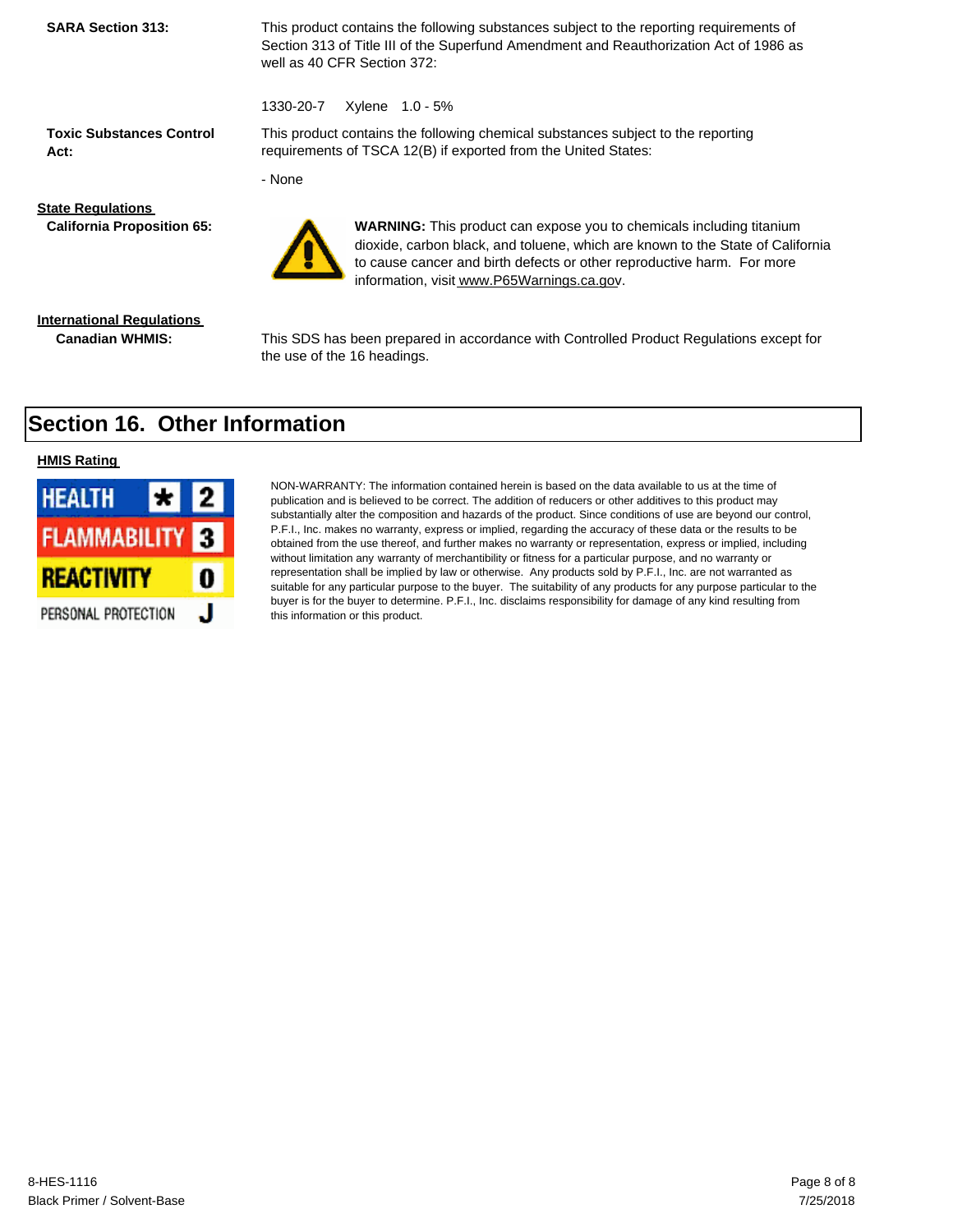**SARA Section 313:** This product contains the following substances subject to the reporting requirements of Section 313 of Title III of the Superfund Amendment and Reauthorization Act of 1986 as well as 40 CFR Section 372:

1330-20-7 Xylene 1.0 - 5%

**Toxic Substances Control Act:** This product contains the following chemical substances subject to the reporting requirements of TSCA 12(B) if exported from the United States:

- None

**State Regulations**

**California Proposition 65:**

**WARNING:** This product can expose you to chemicals including titanium dioxide, carbon black, and toluene, which are known to the State of California to cause cancer and birth defects or other reproductive harm. For more information, visit www.P65Warnings.ca.gov.

**International Regulations**

**Canadian WHMIS:** This SDS has been prepared in accordance with Controlled Product Regulations except for the use of the 16 headings.

# Section 16. Other Information

**HMIS Rating**

| | | |
|---|---|---|
| HEALTH | * | 2 |
| FLAMMABILITY | | 3 |
| REACTIVITY | | 0 |
| PERSONAL PROTECTION | | J |

NON-WARRANTY: The information contained herein is based on the data available to us at the time of publication and is believed to be correct. The addition of reducers or other additives to this product may substantially alter the composition and hazards of the product. Since conditions of use are beyond our control, P.F.I., Inc. makes no warranty, express or implied, regarding the accuracy of these data or the results to be obtained from the use thereof, and further makes no warranty or representation, express or implied, including without limitation any warranty of merchantibility or fitness for a particular purpose, and no warranty or representation shall be implied by law or otherwise. Any products sold by P.F.I., Inc. are not warranted as suitable for any particular purpose to the buyer. The suitability of any products for any purpose particular to the buyer is for the buyer to determine. P.F.I., Inc. disclaims responsibility for damage of any kind resulting from this information or this product.

8-HES-1116
Black Primer / Solvent-Base

7/25/2018